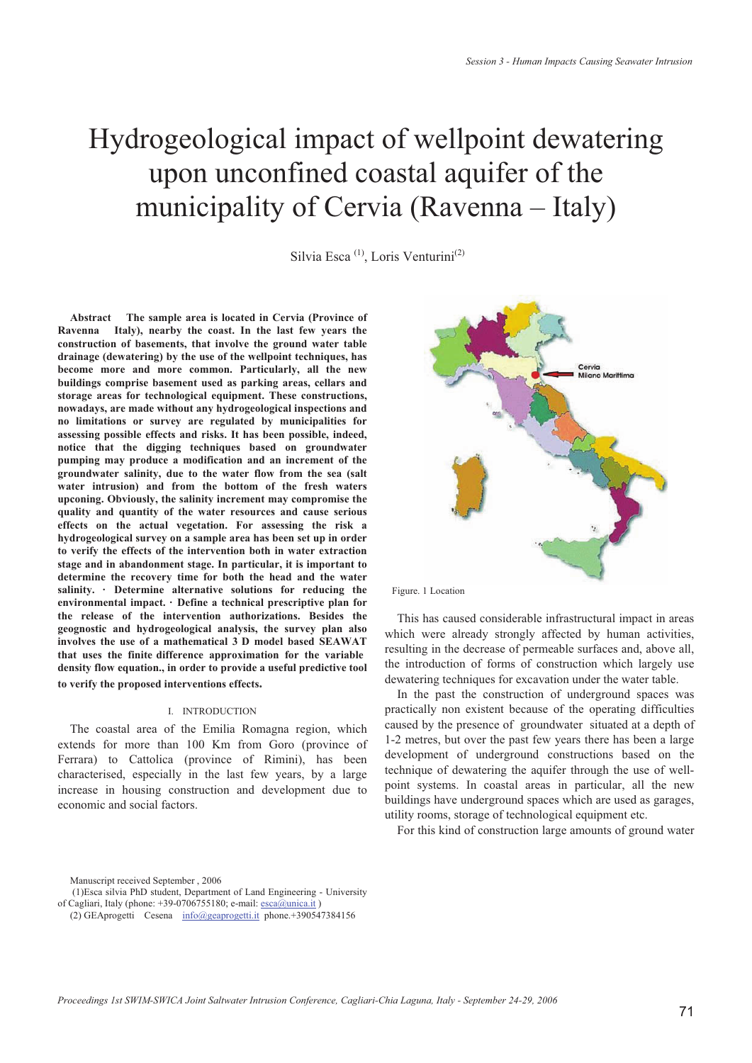# Hydrogeological impact of wellpoint dewatering upon unconfined coastal aquifer of the municipality of Cervia (Ravenna – Italy)

Silvia Esca [(1)], Loris Venturini[(2)]

**Abstract The sample area is located in Cervia (Province of Ravenna Italy), nearby the coast. In the last few years the construction of basements, that involve the ground water table drainage (dewatering) by the use of the wellpoint techniques, has become more and more common. Particularly, all the new buildings comprise basement used as parking areas, cellars and storage areas for technological equipment. These constructions, nowadays, are made without any hydrogeological inspections and no limitations or survey are regulated by municipalities for assessing possible effects and risks. It has been possible, indeed, notice that the digging techniques based on groundwater pumping may produce a modification and an increment of the groundwater salinity, due to the water flow from the sea (salt water intrusion) and from the bottom of the fresh waters upconing. Obviously, the salinity increment may compromise the quality and quantity of the water resources and cause serious effects on the actual vegetation. For assessing the risk a hydrogeological survey on a sample area has been set up in order to verify the effects of the intervention both in water extraction stage and in abandonment stage. In particular, it is important to determine the recovery time for both the head and the water salinity. · Determine alternative solutions for reducing the environmental impact. · Define a technical prescriptive plan for the release of the intervention authorizations. Besides the geognostic and hydrogeological analysis, the survey plan also involves the use of a mathematical 3 D model based SEAWAT that uses the finite difference approximation for the variable density flow equation., in order to provide a useful predictive tool to verify the proposed interventions effects.**

## I. INTRODUCTION

The coastal area of the Emilia Romagna region, which extends for more than 100 Km from Goro (province of Ferrara) to Cattolica (province of Rimini), has been characterised, especially in the last few years, by a large increase in housing construction and development due to economic and social factors.

Figure. 1 Location

This has caused considerable infrastructural impact in areas which were already strongly affected by human activities, resulting in the decrease of permeable surfaces and, above all, the introduction of forms of construction which largely use dewatering techniques for excavation under the water table.

In the past the construction of underground spaces was practically non existent because of the operating difficulties caused by the presence of groundwater situated at a depth of 1-2 metres, but over the past few years there has been a large development of underground constructions based on the technique of dewatering the aquifer through the use of well-point systems. In coastal areas in particular, all the new buildings have underground spaces which are used as garages, utility rooms, storage of technological equipment etc.

For this kind of construction large amounts of ground water

Manuscript received September , 2006

(1)Esca silvia PhD student, Department of Land Engineering - University of Cagliari, Italy (phone: +39-0706755180; e-mail: esca@unica.it )

(2) GEAprogetti Cesena info@geaprogetti.it phone.+390547384156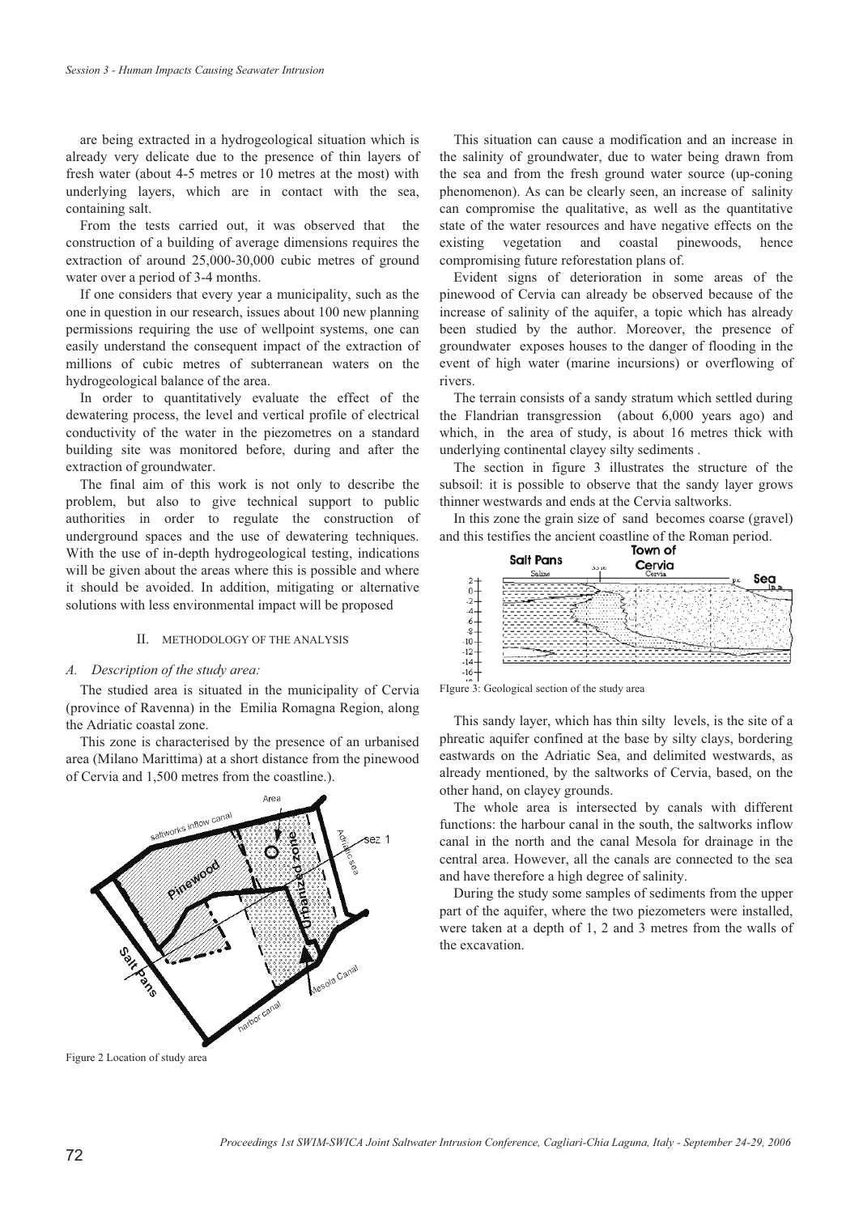are being extracted in a hydrogeological situation which is already very delicate due to the presence of thin layers of fresh water (about 4-5 metres or 10 metres at the most) with underlying layers, which are in contact with the sea, containing salt.

From the tests carried out, it was observed that the construction of a building of average dimensions requires the extraction of around 25,000-30,000 cubic metres of ground water over a period of 3-4 months.

If one considers that every year a municipality, such as the one in question in our research, issues about 100 new planning permissions requiring the use of wellpoint systems, one can easily understand the consequent impact of the extraction of millions of cubic metres of subterranean waters on the hydrogeological balance of the area.

In order to quantitatively evaluate the effect of the dewatering process, the level and vertical profile of electrical conductivity of the water in the piezometres on a standard building site was monitored before, during and after the extraction of groundwater.

The final aim of this work is not only to describe the problem, but also to give technical support to public authorities in order to regulate the construction of underground spaces and the use of dewatering techniques. With the use of in-depth hydrogeological testing, indications will be given about the areas where this is possible and where it should be avoided. In addition, mitigating or alternative solutions with less environmental impact will be proposed

## II. METHODOLOGY OF THE ANALYSIS

### *A. Description of the study area:*

The studied area is situated in the municipality of Cervia (province of Ravenna) in the Emilia Romagna Region, along the Adriatic coastal zone.

This zone is characterised by the presence of an urbanised area (Milano Marittima) at a short distance from the pinewood of Cervia and 1,500 metres from the coastline.).

Figure 2 Location of study area

This situation can cause a modification and an increase in the salinity of groundwater, due to water being drawn from the sea and from the fresh ground water source (up-coning phenomenon). As can be clearly seen, an increase of salinity can compromise the qualitative, as well as the quantitative state of the water resources and have negative effects on the existing vegetation and coastal pinewoods, hence compromising future reforestation plans of.

Evident signs of deterioration in some areas of the pinewood of Cervia can already be observed because of the increase of salinity of the aquifer, a topic which has already been studied by the author. Moreover, the presence of groundwater exposes houses to the danger of flooding in the event of high water (marine incursions) or overflowing of rivers.

The terrain consists of a sandy stratum which settled during the Flandrian transgression (about 6,000 years ago) and which, in the area of study, is about 16 metres thick with underlying continental clayey silty sediments .

The section in figure 3 illustrates the structure of the subsoil: it is possible to observe that the sandy layer grows thinner westwards and ends at the Cervia saltworks.

In this zone the grain size of sand becomes coarse (gravel) and this testifies the ancient coastline of the Roman period.

FIgure 3: Geological section of the study area

This sandy layer, which has thin silty levels, is the site of a phreatic aquifer confined at the base by silty clays, bordering eastwards on the Adriatic Sea, and delimited westwards, as already mentioned, by the saltworks of Cervia, based, on the other hand, on clayey grounds.

The whole area is intersected by canals with different functions: the harbour canal in the south, the saltworks inflow canal in the north and the canal Mesola for drainage in the central area. However, all the canals are connected to the sea and have therefore a high degree of salinity.

During the study some samples of sediments from the upper part of the aquifer, where the two piezometers were installed, were taken at a depth of 1, 2 and 3 metres from the walls of the excavation.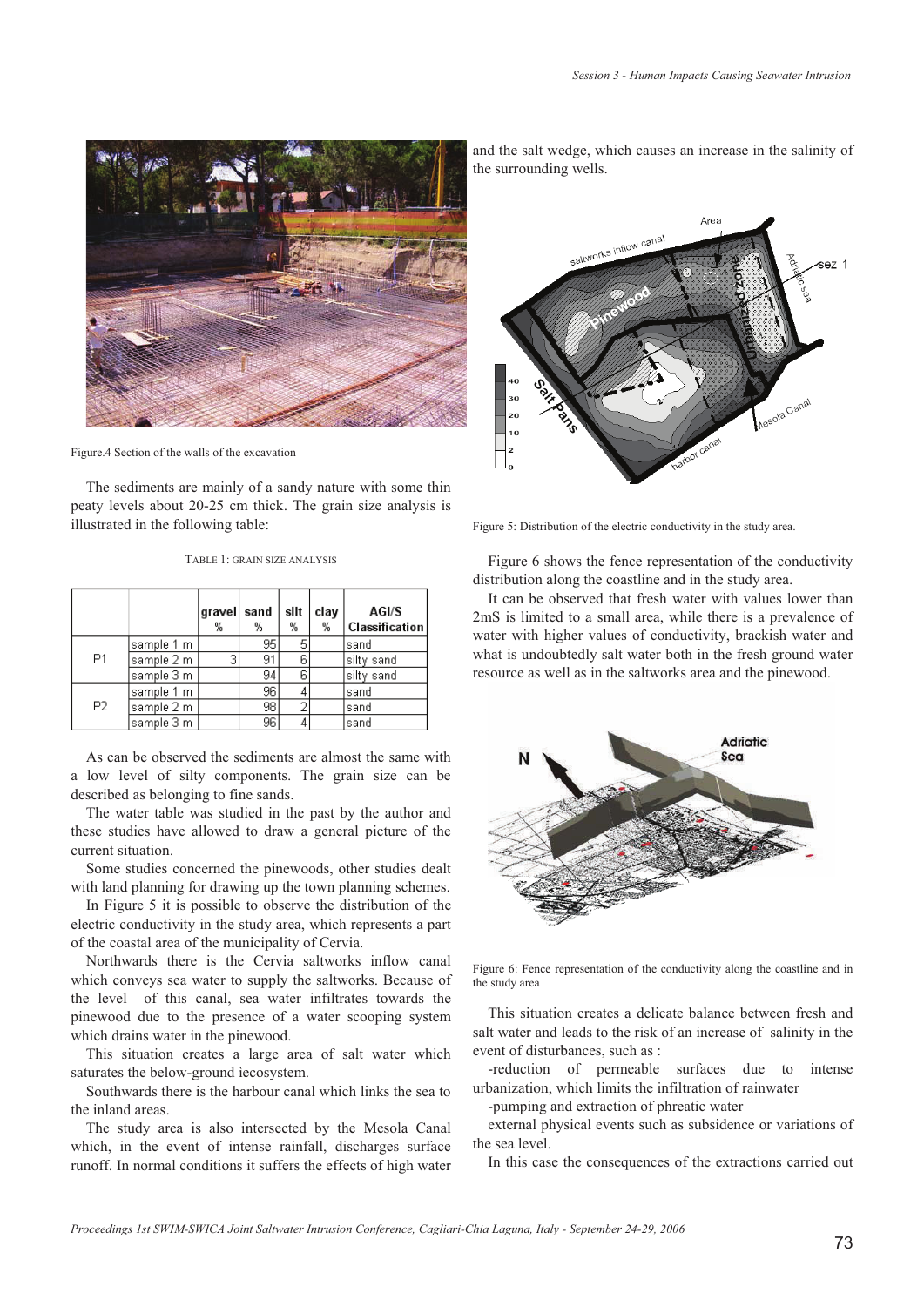Figure.4 Section of the walls of the excavation

The sediments are mainly of a sandy nature with some thin peaty levels about 20-25 cm thick. The grain size analysis is illustrated in the following table:

TABLE 1: GRAIN SIZE ANALYSIS

| | | gravel % | sand % | silt % | clay % | AGI/S Classification |
|---|---|---|---|---|---|---|
| P1 | sample 1 m | | 95 | 5 | | sand |
| | sample 2 m | 3 | 91 | 6 | | silty sand |
| | sample 3 m | | 94 | 6 | | silty sand |
| P2 | sample 1 m | | 96 | 4 | | sand |
| | sample 2 m | | 98 | 2 | | sand |
| | sample 3 m | | 96 | 4 | | sand |

As can be observed the sediments are almost the same with a low level of silty components. The grain size can be described as belonging to fine sands.

The water table was studied in the past by the author and these studies have allowed to draw a general picture of the current situation.

Some studies concerned the pinewoods, other studies dealt with land planning for drawing up the town planning schemes.

In Figure 5 it is possible to observe the distribution of the electric conductivity in the study area, which represents a part of the coastal area of the municipality of Cervia.

Northwards there is the Cervia saltworks inflow canal which conveys sea water to supply the saltworks. Because of the level of this canal, sea water infiltrates towards the pinewood due to the presence of a water scooping system which drains water in the pinewood.

This situation creates a large area of salt water which saturates the below-ground iecosystem.

Southwards there is the harbour canal which links the sea to the inland areas.

The study area is also intersected by the Mesola Canal which, in the event of intense rainfall, discharges surface runoff. In normal conditions it suffers the effects of high water and the salt wedge, which causes an increase in the salinity of the surrounding wells.

Figure 5: Distribution of the electric conductivity in the study area.

Figure 6 shows the fence representation of the conductivity distribution along the coastline and in the study area.

It can be observed that fresh water with values lower than 2mS is limited to a small area, while there is a prevalence of water with higher values of conductivity, brackish water and what is undoubtedly salt water both in the fresh ground water resource as well as in the saltworks area and the pinewood.

Figure 6: Fence representation of the conductivity along the coastline and in the study area

This situation creates a delicate balance between fresh and salt water and leads to the risk of an increase of salinity in the event of disturbances, such as :

-reduction of permeable surfaces due to intense urbanization, which limits the infiltration of rainwater

-pumping and extraction of phreatic water

external physical events such as subsidence or variations of the sea level.

In this case the consequences of the extractions carried out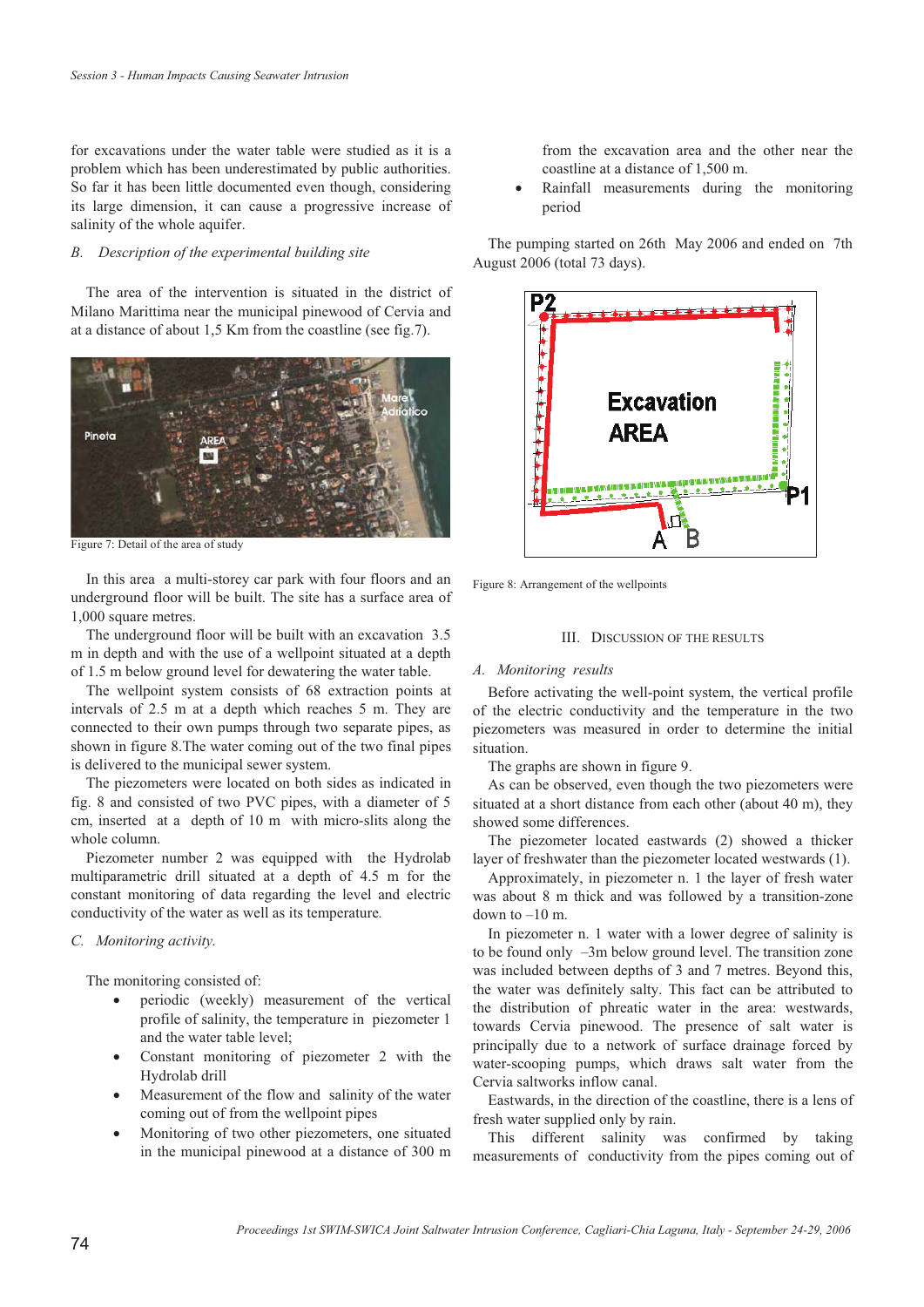for excavations under the water table were studied as it is a problem which has been underestimated by public authorities. So far it has been little documented even though, considering its large dimension, it can cause a progressive increase of salinity of the whole aquifer.

### *B. Description of the experimental building site*

The area of the intervention is situated in the district of Milano Marittima near the municipal pinewood of Cervia and at a distance of about 1,5 Km from the coastline (see fig.7).

Figure 7: Detail of the area of study

In this area a multi-storey car park with four floors and an underground floor will be built. The site has a surface area of 1,000 square metres.

The underground floor will be built with an excavation 3.5 m in depth and with the use of a wellpoint situated at a depth of 1.5 m below ground level for dewatering the water table.

The wellpoint system consists of 68 extraction points at intervals of 2.5 m at a depth which reaches 5 m. They are connected to their own pumps through two separate pipes, as shown in figure 8.The water coming out of the two final pipes is delivered to the municipal sewer system.

The piezometers were located on both sides as indicated in fig. 8 and consisted of two PVC pipes, with a diameter of 5 cm, inserted at a depth of 10 m with micro-slits along the whole column.

Piezometer number 2 was equipped with the Hydrolab multiparametric drill situated at a depth of 4.5 m for the constant monitoring of data regarding the level and electric conductivity of the water as well as its temperature.

### *C. Monitoring activity.*

The monitoring consisted of:

- periodic (weekly) measurement of the vertical profile of salinity, the temperature in piezometer 1 and the water table level;
- Constant monitoring of piezometer 2 with the Hydrolab drill
- Measurement of the flow and salinity of the water coming out of from the wellpoint pipes
- Monitoring of two other piezometers, one situated in the municipal pinewood at a distance of 300 m from the excavation area and the other near the coastline at a distance of 1,500 m.
- Rainfall measurements during the monitoring period

The pumping started on 26th May 2006 and ended on 7th August 2006 (total 73 days).

Figure 8: Arrangement of the wellpoints

## III. Discussion of the Results

### *A. Monitoring results*

Before activating the well-point system, the vertical profile of the electric conductivity and the temperature in the two piezometers was measured in order to determine the initial situation.

The graphs are shown in figure 9.

As can be observed, even though the two piezometers were situated at a short distance from each other (about 40 m), they showed some differences.

The piezometer located eastwards (2) showed a thicker layer of freshwater than the piezometer located westwards (1).

Approximately, in piezometer n. 1 the layer of fresh water was about 8 m thick and was followed by a transition-zone down to –10 m.

In piezometer n. 1 water with a lower degree of salinity is to be found only –3m below ground level. The transition zone was included between depths of 3 and 7 metres. Beyond this, the water was definitely salty. This fact can be attributed to the distribution of phreatic water in the area: westwards, towards Cervia pinewood. The presence of salt water is principally due to a network of surface drainage forced by water-scooping pumps, which draws salt water from the Cervia saltworks inflow canal.

Eastwards, in the direction of the coastline, there is a lens of fresh water supplied only by rain.

This different salinity was confirmed by taking measurements of conductivity from the pipes coming out of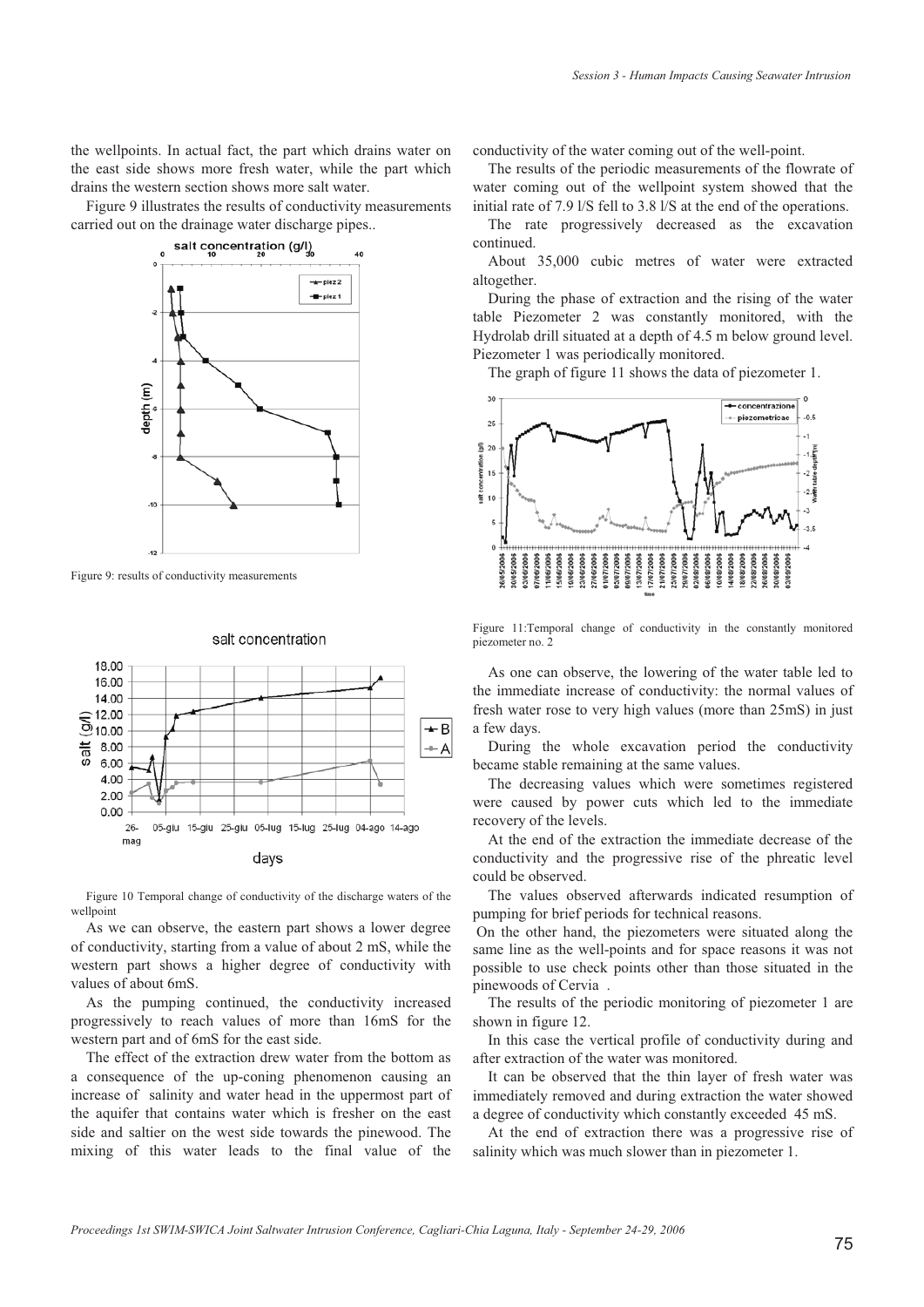the wellpoints. In actual fact, the part which drains water on the east side shows more fresh water, while the part which drains the western section shows more salt water.

Figure 9 illustrates the results of conductivity measurements carried out on the drainage water discharge pipes..

Figure 9: results of conductivity measurements

Figure 10 Temporal change of conductivity of the discharge waters of the wellpoint

As we can observe, the eastern part shows a lower degree of conductivity, starting from a value of about 2 mS, while the western part shows a higher degree of conductivity with values of about 6mS.

As the pumping continued, the conductivity increased progressively to reach values of more than 16mS for the western part and of 6mS for the east side.

The effect of the extraction drew water from the bottom as a consequence of the up-coning phenomenon causing an increase of salinity and water head in the uppermost part of the aquifer that contains water which is fresher on the east side and saltier on the west side towards the pinewood. The mixing of this water leads to the final value of the conductivity of the water coming out of the well-point.

The results of the periodic measurements of the flowrate of water coming out of the wellpoint system showed that the initial rate of 7.9 l/S fell to 3.8 l/S at the end of the operations.

The rate progressively decreased as the excavation continued.

About 35,000 cubic metres of water were extracted altogether.

During the phase of extraction and the rising of the water table Piezometer 2 was constantly monitored, with the Hydrolab drill situated at a depth of 4.5 m below ground level. Piezometer 1 was periodically monitored.

The graph of figure 11 shows the data of piezometer 1.

Figure 11:Temporal change of conductivity in the constantly monitored piezometer no. 2

As one can observe, the lowering of the water table led to the immediate increase of conductivity: the normal values of fresh water rose to very high values (more than 25mS) in just a few days.

During the whole excavation period the conductivity became stable remaining at the same values.

The decreasing values which were sometimes registered were caused by power cuts which led to the immediate recovery of the levels.

At the end of the extraction the immediate decrease of the conductivity and the progressive rise of the phreatic level could be observed.

The values observed afterwards indicated resumption of pumping for brief periods for technical reasons.

On the other hand, the piezometers were situated along the same line as the well-points and for space reasons it was not possible to use check points other than those situated in the pinewoods of Cervia .

The results of the periodic monitoring of piezometer 1 are shown in figure 12.

In this case the vertical profile of conductivity during and after extraction of the water was monitored.

It can be observed that the thin layer of fresh water was immediately removed and during extraction the water showed a degree of conductivity which constantly exceeded 45 mS.

At the end of extraction there was a progressive rise of salinity which was much slower than in piezometer 1.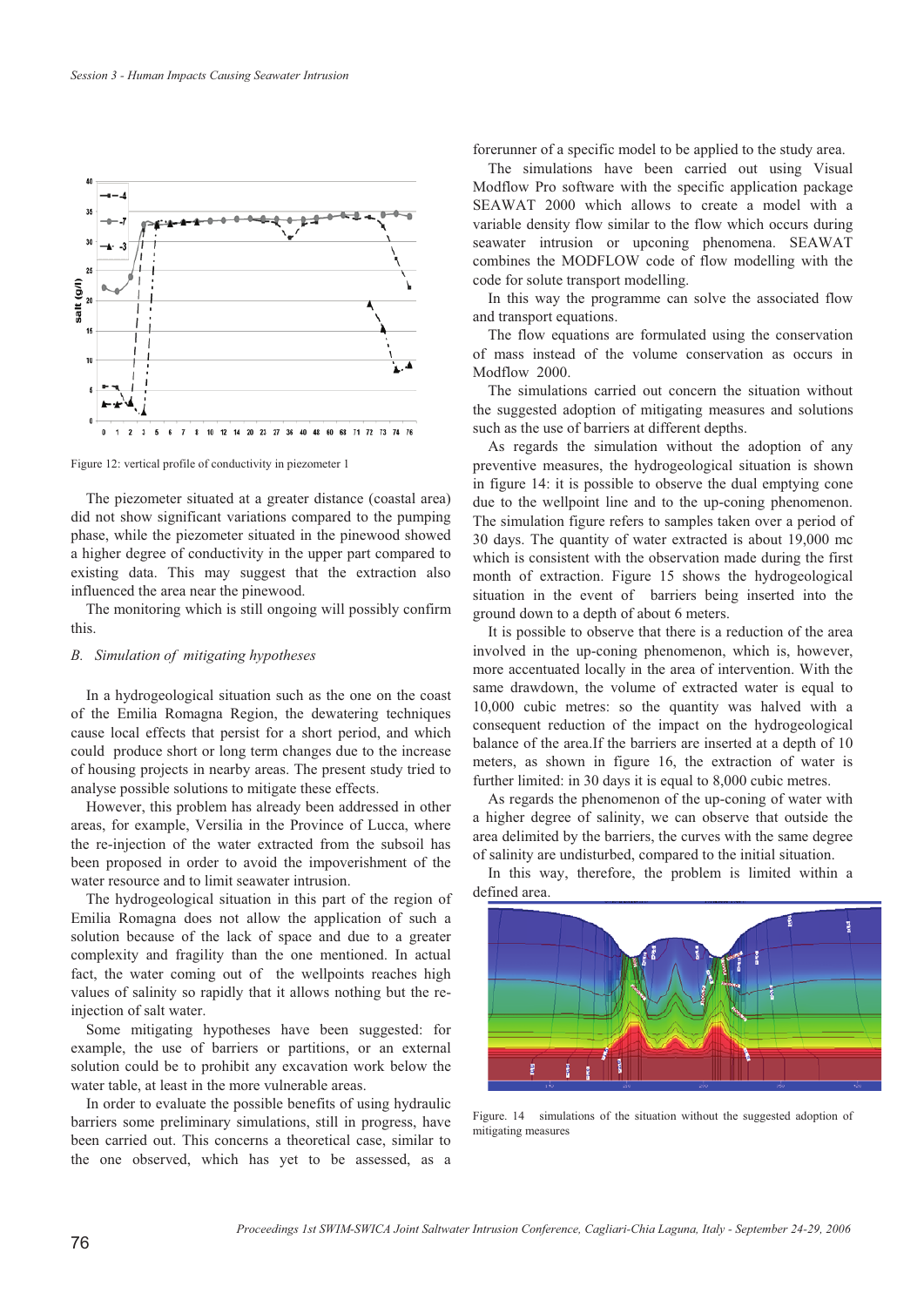Figure 12: vertical profile of conductivity in piezometer 1

The piezometer situated at a greater distance (coastal area) did not show significant variations compared to the pumping phase, while the piezometer situated in the pinewood showed a higher degree of conductivity in the upper part compared to existing data. This may suggest that the extraction also influenced the area near the pinewood.

The monitoring which is still ongoing will possibly confirm this.

### *B. Simulation of mitigating hypotheses*

In a hydrogeological situation such as the one on the coast of the Emilia Romagna Region, the dewatering techniques cause local effects that persist for a short period, and which could produce short or long term changes due to the increase of housing projects in nearby areas. The present study tried to analyse possible solutions to mitigate these effects.

However, this problem has already been addressed in other areas, for example, Versilia in the Province of Lucca, where the re-injection of the water extracted from the subsoil has been proposed in order to avoid the impoverishment of the water resource and to limit seawater intrusion.

The hydrogeological situation in this part of the region of Emilia Romagna does not allow the application of such a solution because of the lack of space and due to a greater complexity and fragility than the one mentioned. In actual fact, the water coming out of the wellpoints reaches high values of salinity so rapidly that it allows nothing but the re-injection of salt water.

Some mitigating hypotheses have been suggested: for example, the use of barriers or partitions, or an external solution could be to prohibit any excavation work below the water table, at least in the more vulnerable areas.

In order to evaluate the possible benefits of using hydraulic barriers some preliminary simulations, still in progress, have been carried out. This concerns a theoretical case, similar to the one observed, which has yet to be assessed, as a forerunner of a specific model to be applied to the study area.

The simulations have been carried out using Visual Modflow Pro software with the specific application package SEAWAT 2000 which allows to create a model with a variable density flow similar to the flow which occurs during seawater intrusion or upconing phenomena. SEAWAT combines the MODFLOW code of flow modelling with the code for solute transport modelling.

In this way the programme can solve the associated flow and transport equations.

The flow equations are formulated using the conservation of mass instead of the volume conservation as occurs in Modflow 2000.

The simulations carried out concern the situation without the suggested adoption of mitigating measures and solutions such as the use of barriers at different depths.

As regards the simulation without the adoption of any preventive measures, the hydrogeological situation is shown in figure 14: it is possible to observe the dual emptying cone due to the wellpoint line and to the up-coning phenomenon. The simulation figure refers to samples taken over a period of 30 days. The quantity of water extracted is about 19,000 mc which is consistent with the observation made during the first month of extraction. Figure 15 shows the hydrogeological situation in the event of barriers being inserted into the ground down to a depth of about 6 meters.

It is possible to observe that there is a reduction of the area involved in the up-coning phenomenon, which is, however, more accentuated locally in the area of intervention. With the same drawdown, the volume of extracted water is equal to 10,000 cubic metres: so the quantity was halved with a consequent reduction of the impact on the hydrogeological balance of the area.If the barriers are inserted at a depth of 10 meters, as shown in figure 16, the extraction of water is further limited: in 30 days it is equal to 8,000 cubic metres.

As regards the phenomenon of the up-coning of water with a higher degree of salinity, we can observe that outside the area delimited by the barriers, the curves with the same degree of salinity are undisturbed, compared to the initial situation.

In this way, therefore, the problem is limited within a defined area.

Figure. 14 simulations of the situation without the suggested adoption of mitigating measures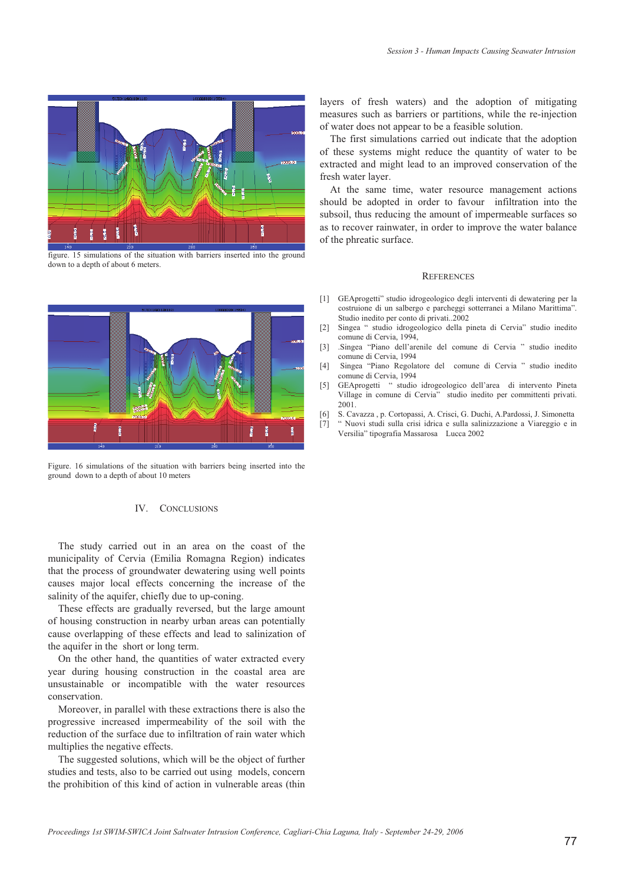figure. 15 simulations of the situation with barriers inserted into the ground down to a depth of about 6 meters.

Figure. 16 simulations of the situation with barriers being inserted into the ground down to a depth of about 10 meters

## IV. Conclusions

The study carried out in an area on the coast of the municipality of Cervia (Emilia Romagna Region) indicates that the process of groundwater dewatering using well points causes major local effects concerning the increase of the salinity of the aquifer, chiefly due to up-coning.

These effects are gradually reversed, but the large amount of housing construction in nearby urban areas can potentially cause overlapping of these effects and lead to salinization of the aquifer in the short or long term.

On the other hand, the quantities of water extracted every year during housing construction in the coastal area are unsustainable or incompatible with the water resources conservation.

Moreover, in parallel with these extractions there is also the progressive increased impermeability of the soil with the reduction of the surface due to infiltration of rain water which multiplies the negative effects.

The suggested solutions, which will be the object of further studies and tests, also to be carried out using models, concern the prohibition of this kind of action in vulnerable areas (thin layers of fresh waters) and the adoption of mitigating measures such as barriers or partitions, while the re-injection of water does not appear to be a feasible solution.

The first simulations carried out indicate that the adoption of these systems might reduce the quantity of water to be extracted and might lead to an improved conservation of the fresh water layer.

At the same time, water resource management actions should be adopted in order to favour infiltration into the subsoil, thus reducing the amount of impermeable surfaces so as to recover rainwater, in order to improve the water balance of the phreatic surface.

## References

[1] GEAprogetti" studio idrogeologico degli interventi di dewatering per la costruione di un salbergo e parcheggi sotterranei a Milano Marittima". Studio inedito per conto di privati..2002

[2] Singea " studio idrogeologico della pineta di Cervia" studio inedito comune di Cervia, 1994,

[3] .Singea "Piano dell'arenile del comune di Cervia " studio inedito comune di Cervia, 1994

[4] Singea "Piano Regolatore del comune di Cervia " studio inedito comune di Cervia, 1994

[5] GEAprogetti " studio idrogeologico dell'area di intervento Pineta Village in comune di Cervia" studio inedito per committenti privati. 2001.

[6] S. Cavazza , p. Cortopassi, A. Crisci, G. Duchi, A.Pardossi, J. Simonetta

[7] " Nuovi studi sulla crisi idrica e sulla salinizzazione a Viareggio e in Versilia" tipografia Massarosa Lucca 2002